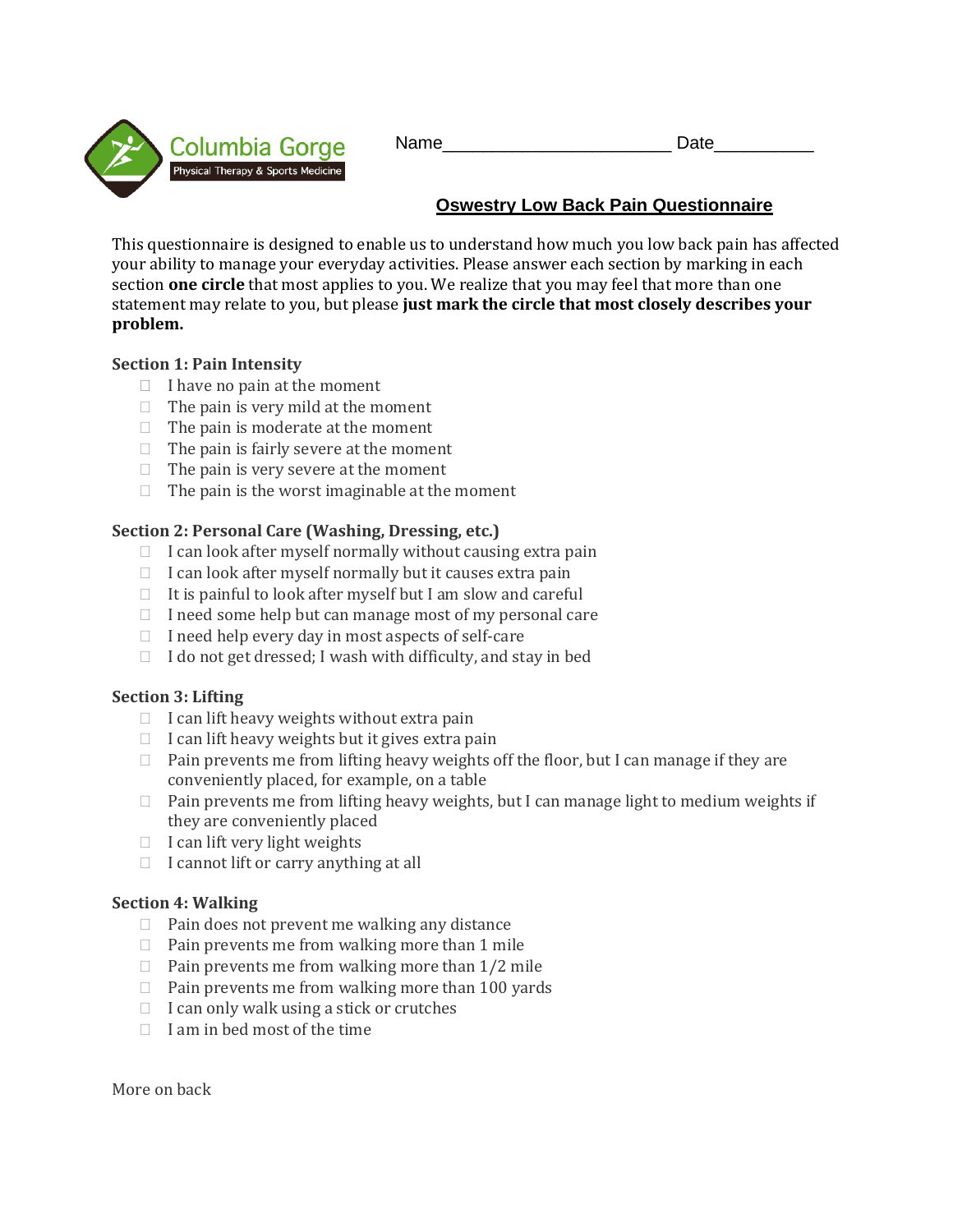Columbia Gorge
Physical Therapy & Sports Medicine

Name_______________________ Date__________

## Oswestry Low Back Pain Questionnaire

This questionnaire is designed to enable us to understand how much you low back pain has affected your ability to manage your everyday activities. Please answer each section by marking in each section **one circle** that most applies to you. We realize that you may feel that more than one statement may relate to you, but please **just mark the circle that most closely describes your problem.**

### Section 1: Pain Intensity

- ☐ I have no pain at the moment
- ☐ The pain is very mild at the moment
- ☐ The pain is moderate at the moment
- ☐ The pain is fairly severe at the moment
- ☐ The pain is very severe at the moment
- ☐ The pain is the worst imaginable at the moment

### Section 2: Personal Care (Washing, Dressing, etc.)

- ☐ I can look after myself normally without causing extra pain
- ☐ I can look after myself normally but it causes extra pain
- ☐ It is painful to look after myself but I am slow and careful
- ☐ I need some help but can manage most of my personal care
- ☐ I need help every day in most aspects of self-care
- ☐ I do not get dressed; I wash with difficulty, and stay in bed

### Section 3: Lifting

- ☐ I can lift heavy weights without extra pain
- ☐ I can lift heavy weights but it gives extra pain
- ☐ Pain prevents me from lifting heavy weights off the floor, but I can manage if they are conveniently placed, for example, on a table
- ☐ Pain prevents me from lifting heavy weights, but I can manage light to medium weights if they are conveniently placed
- ☐ I can lift very light weights
- ☐ I cannot lift or carry anything at all

### Section 4: Walking

- ☐ Pain does not prevent me walking any distance
- ☐ Pain prevents me from walking more than 1 mile
- ☐ Pain prevents me from walking more than 1/2 mile
- ☐ Pain prevents me from walking more than 100 yards
- ☐ I can only walk using a stick or crutches
- ☐ I am in bed most of the time

More on back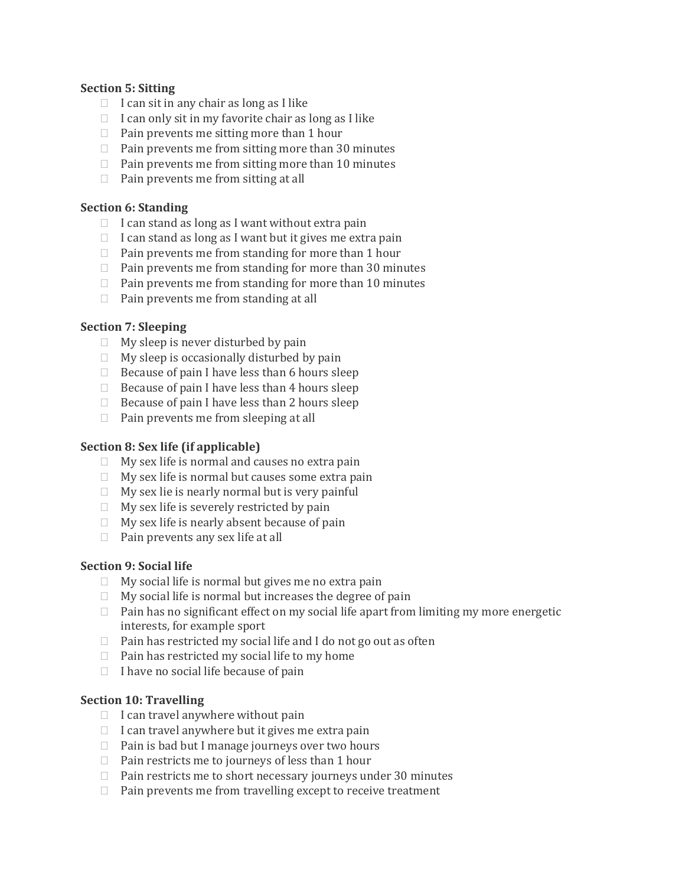**Section 5: Sitting**

- I can sit in any chair as long as I like
- I can only sit in my favorite chair as long as I like
- Pain prevents me sitting more than 1 hour
- Pain prevents me from sitting more than 30 minutes
- Pain prevents me from sitting more than 10 minutes
- Pain prevents me from sitting at all

**Section 6: Standing**

- I can stand as long as I want without extra pain
- I can stand as long as I want but it gives me extra pain
- Pain prevents me from standing for more than 1 hour
- Pain prevents me from standing for more than 30 minutes
- Pain prevents me from standing for more than 10 minutes
- Pain prevents me from standing at all

**Section 7: Sleeping**

- My sleep is never disturbed by pain
- My sleep is occasionally disturbed by pain
- Because of pain I have less than 6 hours sleep
- Because of pain I have less than 4 hours sleep
- Because of pain I have less than 2 hours sleep
- Pain prevents me from sleeping at all

**Section 8: Sex life (if applicable)**

- My sex life is normal and causes no extra pain
- My sex life is normal but causes some extra pain
- My sex lie is nearly normal but is very painful
- My sex life is severely restricted by pain
- My sex life is nearly absent because of pain
- Pain prevents any sex life at all

**Section 9: Social life**

- My social life is normal but gives me no extra pain
- My social life is normal but increases the degree of pain
- Pain has no significant effect on my social life apart from limiting my more energetic interests, for example sport
- Pain has restricted my social life and I do not go out as often
- Pain has restricted my social life to my home
- I have no social life because of pain

**Section 10: Travelling**

- I can travel anywhere without pain
- I can travel anywhere but it gives me extra pain
- Pain is bad but I manage journeys over two hours
- Pain restricts me to journeys of less than 1 hour
- Pain restricts me to short necessary journeys under 30 minutes
- Pain prevents me from travelling except to receive treatment